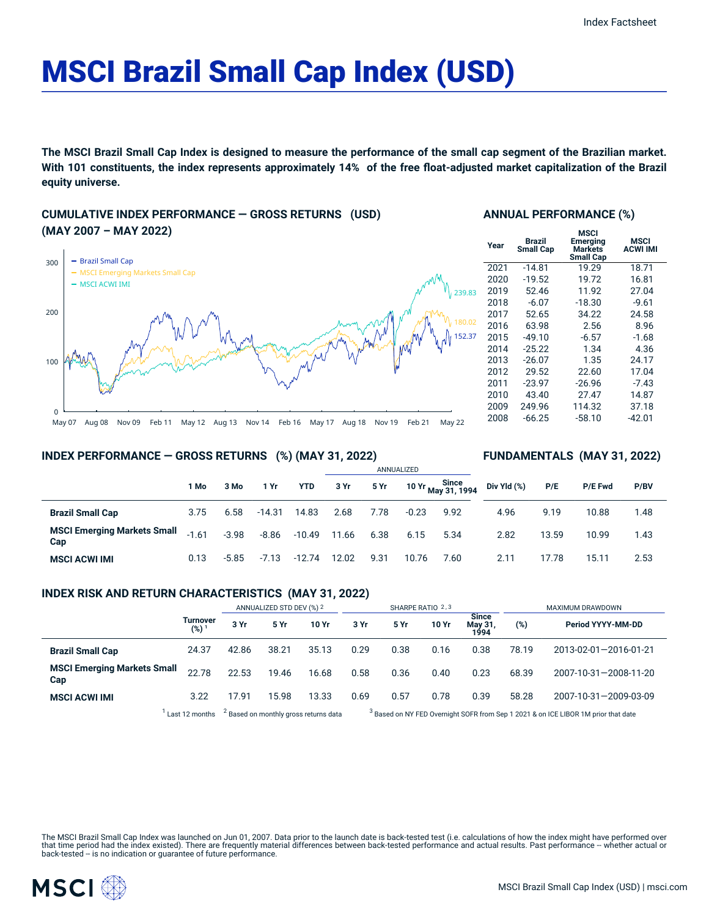Index Factsheet

# MSCI Brazil Small Cap Index (USD)

**The MSCI Brazil Small Cap Index is designed to measure the performance of the small cap segment of the Brazilian market. With 101 constituents, the index represents approximately 14% of the free float-adjusted market capitalization of the Brazil equity universe.**

## CUMULATIVE INDEX PERFORMANCE — GROSS RETURNS (USD) (MAY 2007 – MAY 2022)

- Brazil Small Cap: 152.37
- MSCI Emerging Markets Small Cap: 180.02
- MSCI ACWI IMI: 239.83

## ANNUAL PERFORMANCE (%)

| Year | Brazil Small Cap | MSCI Emerging Markets Small Cap | MSCI ACWI IMI |
|---|---|---|---|
| 2021 | -14.81 | 19.29 | 18.71 |
| 2020 | -19.52 | 19.72 | 16.81 |
| 2019 | 52.46 | 11.92 | 27.04 |
| 2018 | -6.07 | -18.30 | -9.61 |
| 2017 | 52.65 | 34.22 | 24.58 |
| 2016 | 63.98 | 2.56 | 8.96 |
| 2015 | -49.10 | -6.57 | -1.68 |
| 2014 | -25.22 | 1.34 | 4.36 |
| 2013 | -26.07 | 1.35 | 24.17 |
| 2012 | 29.52 | 22.60 | 17.04 |
| 2011 | -23.97 | -26.96 | -7.43 |
| 2010 | 43.40 | 27.47 | 14.87 |
| 2009 | 249.96 | 114.32 | 37.18 |
| 2008 | -66.25 | -58.10 | -42.01 |

## INDEX PERFORMANCE — GROSS RETURNS (%) (MAY 31, 2022)

## FUNDAMENTALS (MAY 31, 2022)

| | | | | | ANNUALIZED | | | | | | | |
|---|---|---|---|---|---|---|---|---|---|---|---|---|
| | 1 Mo | 3 Mo | 1 Yr | YTD | 3 Yr | 5 Yr | 10 Yr | Since May 31, 1994 | Div Yld (%) | P/E | P/E Fwd | P/BV |
| **Brazil Small Cap** | 3.75 | 6.58 | -14.31 | 14.83 | 2.68 | 7.78 | -0.23 | 9.92 | 4.96 | 9.19 | 10.88 | 1.48 |
| **MSCI Emerging Markets Small Cap** | -1.61 | -3.98 | -8.86 | -10.49 | 11.66 | 6.38 | 6.15 | 5.34 | 2.82 | 13.59 | 10.99 | 1.43 |
| **MSCI ACWI IMI** | 0.13 | -5.85 | -7.13 | -12.74 | 12.02 | 9.31 | 10.76 | 7.60 | 2.11 | 17.78 | 15.11 | 2.53 |

## INDEX RISK AND RETURN CHARACTERISTICS (MAY 31, 2022)

| | | ANNUALIZED STD DEV (%) [2] | | | SHARPE RATIO [2,3] | | | | MAXIMUM DRAWDOWN | |
|---|---|---|---|---|---|---|---|---|---|---|
| | Turnover (%) [1] | 3 Yr | 5 Yr | 10 Yr | 3 Yr | 5 Yr | 10 Yr | Since May 31, 1994 | (%) | Period YYYY-MM-DD |
| **Brazil Small Cap** | 24.37 | 42.86 | 38.21 | 35.13 | 0.29 | 0.38 | 0.16 | 0.38 | 78.19 | 2013-02-01—2016-01-21 |
| **MSCI Emerging Markets Small Cap** | 22.78 | 22.53 | 19.46 | 16.68 | 0.58 | 0.36 | 0.40 | 0.23 | 68.39 | 2007-10-31—2008-11-20 |
| **MSCI ACWI IMI** | 3.22 | 17.91 | 15.98 | 13.33 | 0.69 | 0.57 | 0.78 | 0.39 | 58.28 | 2007-10-31—2009-03-09 |

[1] Last 12 months [2] Based on monthly gross returns data [3] Based on NY FED Overnight SOFR from Sep 1 2021 & on ICE LIBOR 1M prior that date

The MSCI Brazil Small Cap Index was launched on Jun 01, 2007. Data prior to the launch date is back-tested test (i.e. calculations of how the index might have performed over that time period had the index existed). There are frequently material differences between back-tested performance and actual results. Past performance -- whether actual or back-tested -- is no indication or guarantee of future performance.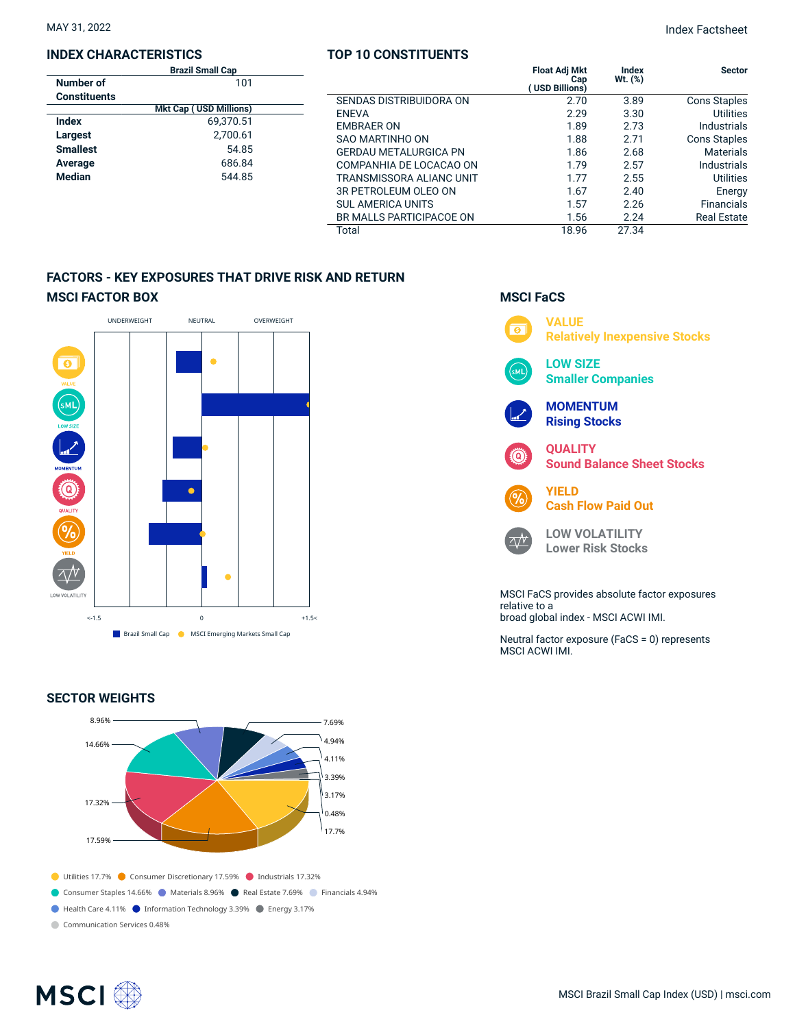MAY 31, 2022

Index Factsheet

## INDEX CHARACTERISTICS

| | Brazil Small Cap |
|---|---|
| Number of Constituents | 101 |
| | Mkt Cap ( USD Millions) |
| Index | 69,370.51 |
| Largest | 2,700.61 |
| Smallest | 54.85 |
| Average | 686.84 |
| Median | 544.85 |

## TOP 10 CONSTITUENTS

| | Float Adj Mkt Cap ( USD Billions) | Index Wt. (%) | Sector |
|---|---|---|---|
| SENDAS DISTRIBUIDORA ON | 2.70 | 3.89 | Cons Staples |
| ENEVA | 2.29 | 3.30 | Utilities |
| EMBRAER ON | 1.89 | 2.73 | Industrials |
| SAO MARTINHO ON | 1.88 | 2.71 | Cons Staples |
| GERDAU METALURGICA PN | 1.86 | 2.68 | Materials |
| COMPANHIA DE LOCACAO ON | 1.79 | 2.57 | Industrials |
| TRANSMISSORA ALIANC UNIT | 1.77 | 2.55 | Utilities |
| 3R PETROLEUM OLEO ON | 1.67 | 2.40 | Energy |
| SUL AMERICA UNITS | 1.57 | 2.26 | Financials |
| BR MALLS PARTICIPACOE ON | 1.56 | 2.24 | Real Estate |
| Total | 18.96 | 27.34 | |

## FACTORS - KEY EXPOSURES THAT DRIVE RISK AND RETURN

### MSCI FACTOR BOX

UNDERWEIGHT | NEUTRAL | OVERWEIGHT

VALUE | LOW SIZE | MOMENTUM | QUALITY | YIELD | LOW VOLATILITY

<-1.5 | 0 | +1.5<

Brazil Small Cap | MSCI Emerging Markets Small Cap

### MSCI FaCS

**VALUE**
Relatively Inexpensive Stocks

**LOW SIZE**
Smaller Companies

**MOMENTUM**
Rising Stocks

**QUALITY**
Sound Balance Sheet Stocks

**YIELD**
Cash Flow Paid Out

**LOW VOLATILITY**
Lower Risk Stocks

MSCI FaCS provides absolute factor exposures relative to a broad global index - MSCI ACWI IMI.

Neutral factor exposure (FaCS = 0) represents MSCI ACWI IMI.

## SECTOR WEIGHTS

- Utilities 17.7%
- Consumer Discretionary 17.59%
- Industrials 17.32%
- Consumer Staples 14.66%
- Materials 8.96%
- Real Estate 7.69%
- Financials 4.94%
- Health Care 4.11%
- Information Technology 3.39%
- Energy 3.17%
- Communication Services 0.48%

MSCI Brazil Small Cap Index (USD) | msci.com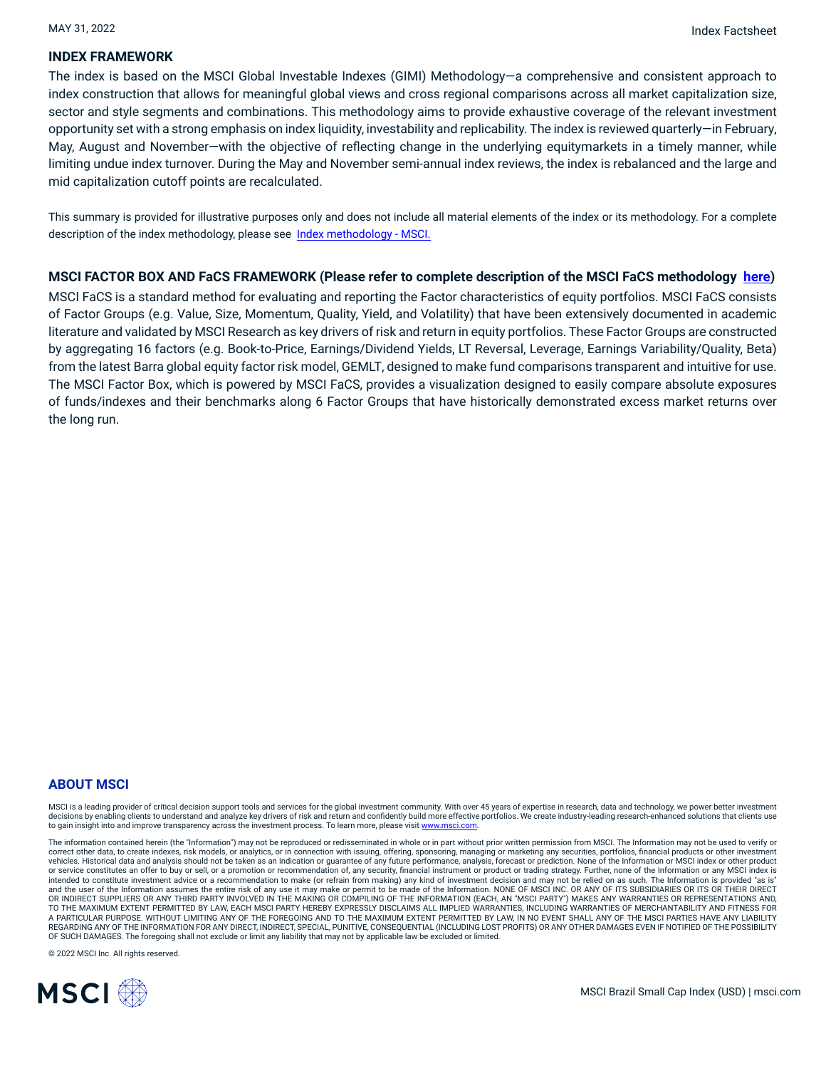## INDEX FRAMEWORK

The index is based on the MSCI Global Investable Indexes (GIMI) Methodology—a comprehensive and consistent approach to index construction that allows for meaningful global views and cross regional comparisons across all market capitalization size, sector and style segments and combinations. This methodology aims to provide exhaustive coverage of the relevant investment opportunity set with a strong emphasis on index liquidity, investability and replicability. The index is reviewed quarterly—in February, May, August and November—with the objective of reflecting change in the underlying equitymarkets in a timely manner, while limiting undue index turnover. During the May and November semi-annual index reviews, the index is rebalanced and the large and mid capitalization cutoff points are recalculated.

This summary is provided for illustrative purposes only and does not include all material elements of the index or its methodology. For a complete description of the index methodology, please see Index methodology - MSCI.

## MSCI FACTOR BOX AND FaCS FRAMEWORK (Please refer to complete description of the MSCI FaCS methodology here)

MSCI FaCS is a standard method for evaluating and reporting the Factor characteristics of equity portfolios. MSCI FaCS consists of Factor Groups (e.g. Value, Size, Momentum, Quality, Yield, and Volatility) that have been extensively documented in academic literature and validated by MSCI Research as key drivers of risk and return in equity portfolios. These Factor Groups are constructed by aggregating 16 factors (e.g. Book-to-Price, Earnings/Dividend Yields, LT Reversal, Leverage, Earnings Variability/Quality, Beta) from the latest Barra global equity factor risk model, GEMLT, designed to make fund comparisons transparent and intuitive for use. The MSCI Factor Box, which is powered by MSCI FaCS, provides a visualization designed to easily compare absolute exposures of funds/indexes and their benchmarks along 6 Factor Groups that have historically demonstrated excess market returns over the long run.

## ABOUT MSCI

MSCI is a leading provider of critical decision support tools and services for the global investment community. With over 45 years of expertise in research, data and technology, we power better investment decisions by enabling clients to understand and analyze key drivers of risk and return and confidently build more effective portfolios. We create industry-leading research-enhanced solutions that clients use to gain insight into and improve transparency across the investment process. To learn more, please visit www.msci.com.

The information contained herein (the "Information") may not be reproduced or redisseminated in whole or in part without prior written permission from MSCI. The Information may not be used to verify or correct other data, to create indexes, risk models, or analytics, or in connection with issuing, offering, sponsoring, managing or marketing any securities, portfolios, financial products or other investment vehicles. Historical data and analysis should not be taken as an indication or guarantee of any future performance, analysis, forecast or prediction. None of the Information or MSCI index or other product or service constitutes an offer to buy or sell, or a promotion or recommendation of, any security, financial instrument or product or trading strategy. Further, none of the Information or any MSCI index is intended to constitute investment advice or a recommendation to make (or refrain from making) any kind of investment decision and may not be relied on as such. The Information is provided "as is" and the user of the Information assumes the entire risk of any use it may make or permit to be made of the Information. NONE OF MSCI INC. OR ANY OF ITS SUBSIDIARIES OR ITS OR THEIR DIRECT OR INDIRECT SUPPLIERS OR ANY THIRD PARTY INVOLVED IN THE MAKING OR COMPILING OF THE INFORMATION (EACH, AN "MSCI PARTY") MAKES ANY WARRANTIES OR REPRESENTATIONS AND, TO THE MAXIMUM EXTENT PERMITTED BY LAW, EACH MSCI PARTY HEREBY EXPRESSLY DISCLAIMS ALL IMPLIED WARRANTIES, INCLUDING WARRANTIES OF MERCHANTABILITY AND FITNESS FOR A PARTICULAR PURPOSE. WITHOUT LIMITING ANY OF THE FOREGOING AND TO THE MAXIMUM EXTENT PERMITTED BY LAW, IN NO EVENT SHALL ANY OF THE MSCI PARTIES HAVE ANY LIABILITY REGARDING ANY OF THE INFORMATION FOR ANY DIRECT, INDIRECT, SPECIAL, PUNITIVE, CONSEQUENTIAL (INCLUDING LOST PROFITS) OR ANY OTHER DAMAGES EVEN IF NOTIFIED OF THE POSSIBILITY OF SUCH DAMAGES. The foregoing shall not exclude or limit any liability that may not by applicable law be excluded or limited.

© 2022 MSCI Inc. All rights reserved.